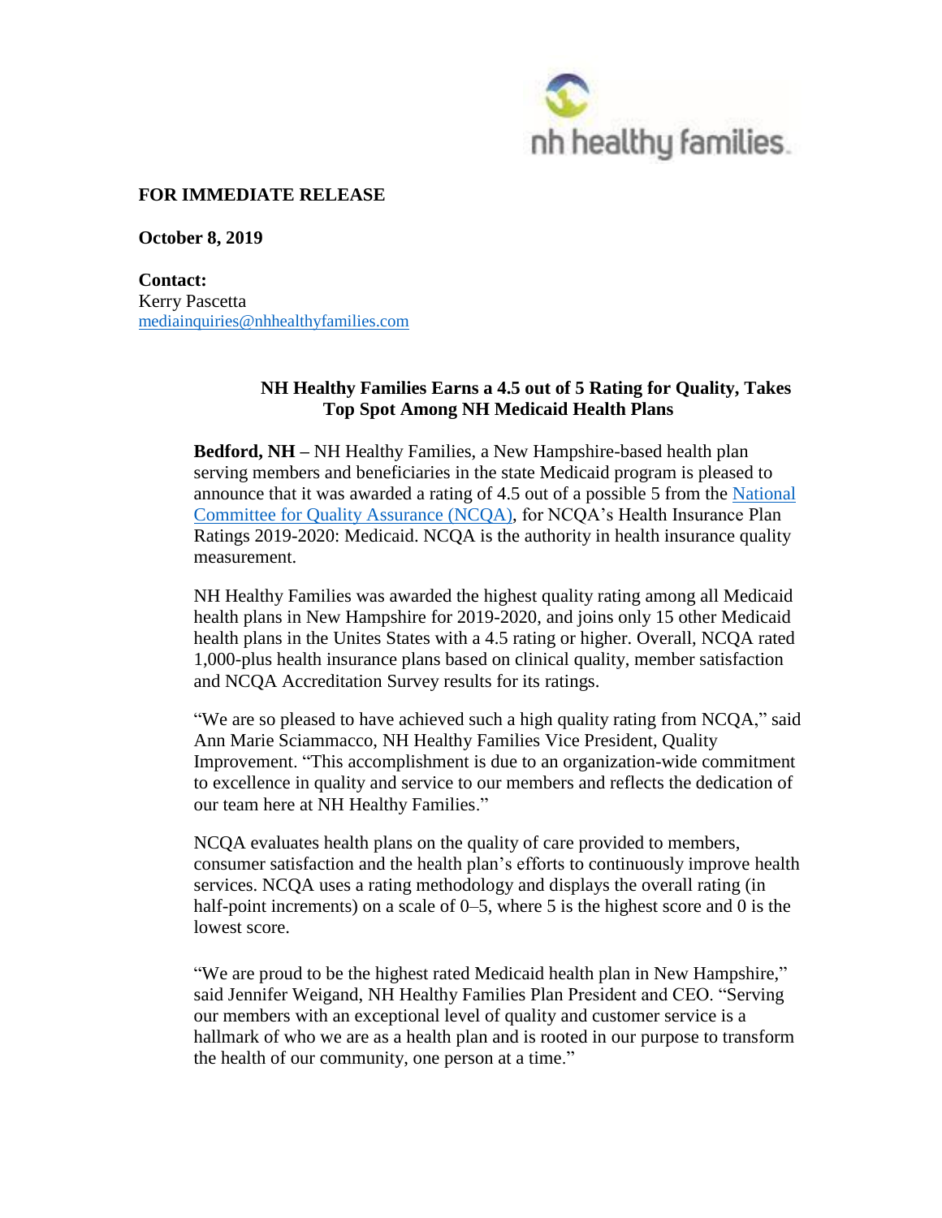**FOR IMMEDIATE RELEASE**

**October 8, 2019**

**Contact:**
Kerry Pascetta
mediainquiries@nhhealthyfamilies.com

## NH Healthy Families Earns a 4.5 out of 5 Rating for Quality, Takes Top Spot Among NH Medicaid Health Plans

**Bedford, NH –** NH Healthy Families, a New Hampshire-based health plan serving members and beneficiaries in the state Medicaid program is pleased to announce that it was awarded a rating of 4.5 out of a possible 5 from the National Committee for Quality Assurance (NCQA), for NCQA's Health Insurance Plan Ratings 2019-2020: Medicaid. NCQA is the authority in health insurance quality measurement.

NH Healthy Families was awarded the highest quality rating among all Medicaid health plans in New Hampshire for 2019-2020, and joins only 15 other Medicaid health plans in the Unites States with a 4.5 rating or higher. Overall, NCQA rated 1,000-plus health insurance plans based on clinical quality, member satisfaction and NCQA Accreditation Survey results for its ratings.

"We are so pleased to have achieved such a high quality rating from NCQA," said Ann Marie Sciammacco, NH Healthy Families Vice President, Quality Improvement. "This accomplishment is due to an organization-wide commitment to excellence in quality and service to our members and reflects the dedication of our team here at NH Healthy Families."

NCQA evaluates health plans on the quality of care provided to members, consumer satisfaction and the health plan's efforts to continuously improve health services. NCQA uses a rating methodology and displays the overall rating (in half-point increments) on a scale of 0–5, where 5 is the highest score and 0 is the lowest score.

"We are proud to be the highest rated Medicaid health plan in New Hampshire," said Jennifer Weigand, NH Healthy Families Plan President and CEO. "Serving our members with an exceptional level of quality and customer service is a hallmark of who we are as a health plan and is rooted in our purpose to transform the health of our community, one person at a time."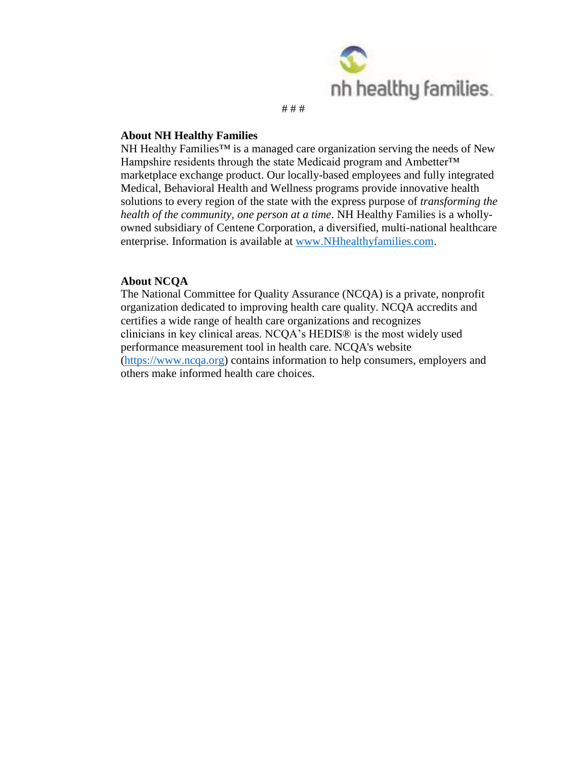# # #

**About NH Healthy Families**

NH Healthy Families™ is a managed care organization serving the needs of New Hampshire residents through the state Medicaid program and Ambetter™ marketplace exchange product. Our locally-based employees and fully integrated Medical, Behavioral Health and Wellness programs provide innovative health solutions to every region of the state with the express purpose of *transforming the health of the community, one person at a time*. NH Healthy Families is a wholly-owned subsidiary of Centene Corporation, a diversified, multi-national healthcare enterprise. Information is available at [www.NHhealthyfamilies.com](http://www.NHhealthyfamilies.com).

**About NCQA**

The National Committee for Quality Assurance (NCQA) is a private, nonprofit organization dedicated to improving health care quality. NCQA accredits and certifies a wide range of health care organizations and recognizes clinicians in key clinical areas. NCQA's HEDIS® is the most widely used performance measurement tool in health care. NCQA's website ([https://www.ncqa.org](https://www.ncqa.org)) contains information to help consumers, employers and others make informed health care choices.